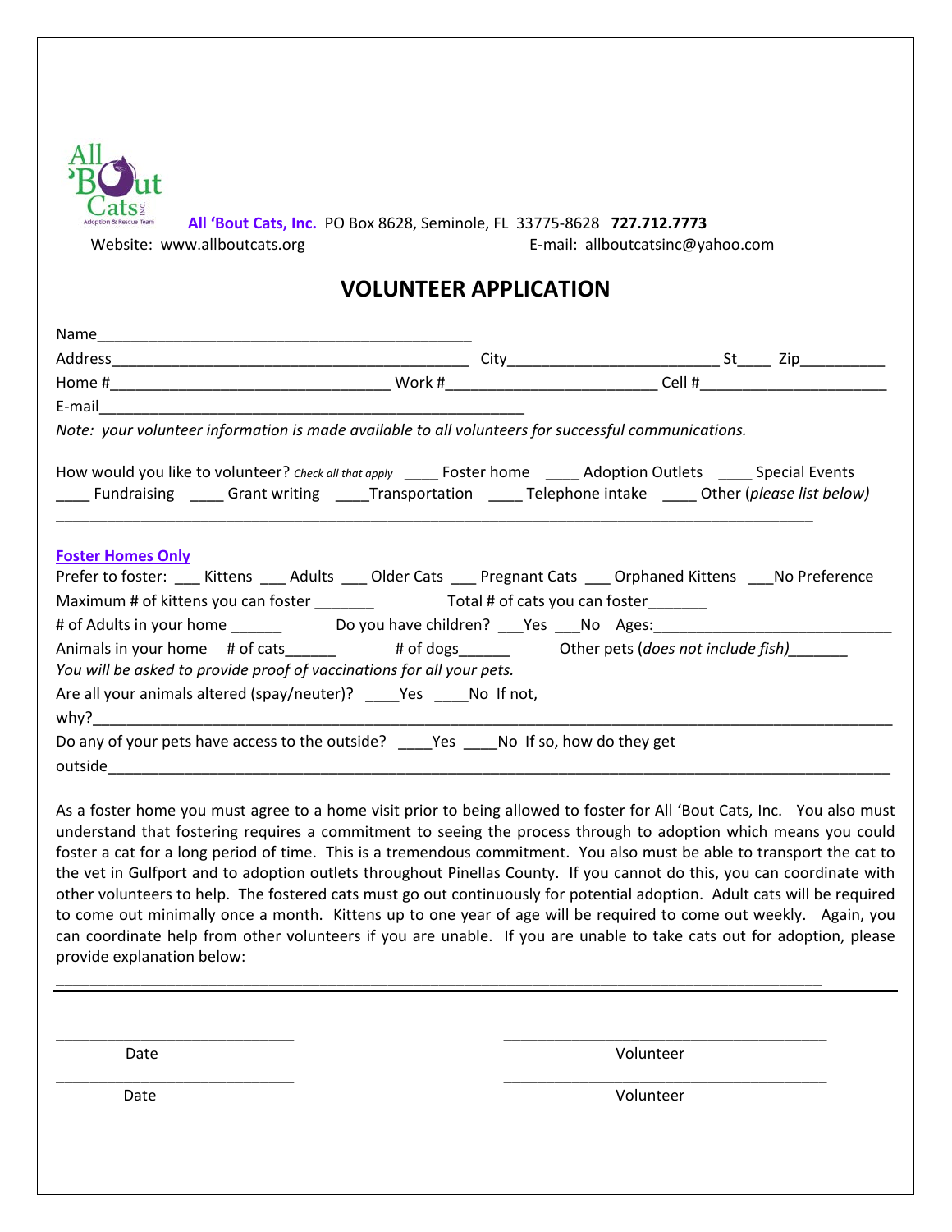All 'Bout Cats, Inc. PO Box 8628, Seminole, FL 33775-8628 **727.712.7773**

Website: www.allboutcats.org E-mail: allboutcatsinc@yahoo.com

# VOLUNTEER APPLICATION

Name_____________________________________________

Address__________________________________________ City________________________ St____ Zip__________

Home #_________________________________ Work #________________________ Cell #______________________

E-mail__________________________________________________

*Note: your volunteer information is made available to all volunteers for successful communications.*

How would you like to volunteer? *Check all that apply* ____ Foster home ____ Adoption Outlets ____ Special Events ____ Fundraising ____ Grant writing ____Transportation ____ Telephone intake ____ Other (*please list below)*

_________________________________________________________________________________________

**Foster Homes Only**

Prefer to foster: ___ Kittens ___ Adults ___ Older Cats ___ Pregnant Cats ___ Orphaned Kittens ___No Preference

Maximum # of kittens you can foster _______ Total # of cats you can foster_______

# of Adults in your home ______ Do you have children? ___Yes ___No Ages:____________________________

Animals in your home # of cats______ # of dogs______ Other pets (*does not include fish)*_______

*You will be asked to provide proof of vaccinations for all your pets.*

Are all your animals altered (spay/neuter)? ____Yes ____No If not, why?_____________________________________________________________________________________

Do any of your pets have access to the outside? ____Yes ____No If so, how do they get outside___________________________________________________________________________________

As a foster home you must agree to a home visit prior to being allowed to foster for All 'Bout Cats, Inc. You also must understand that fostering requires a commitment to seeing the process through to adoption which means you could foster a cat for a long period of time. This is a tremendous commitment. You also must be able to transport the cat to the vet in Gulfport and to adoption outlets throughout Pinellas County. If you cannot do this, you can coordinate with other volunteers to help. The fostered cats must go out continuously for potential adoption. Adult cats will be required to come out minimally once a month. Kittens up to one year of age will be required to come out weekly. Again, you can coordinate help from other volunteers if you are unable. If you are unable to take cats out for adoption, please provide explanation below:

_________________________________________________________________________________________

___________________________ ____________________________________

Date Volunteer

___________________________ ____________________________________

Date Volunteer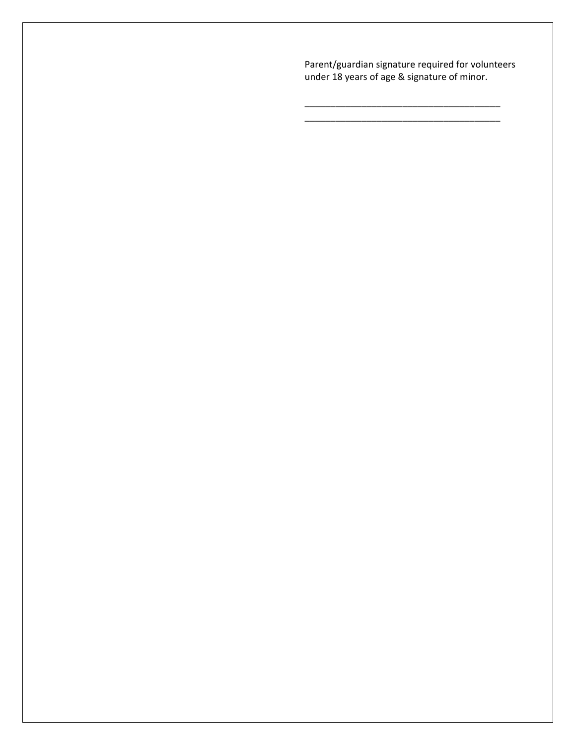Parent/guardian signature required for volunteers under 18 years of age & signature of minor.

_______________________________________

_______________________________________